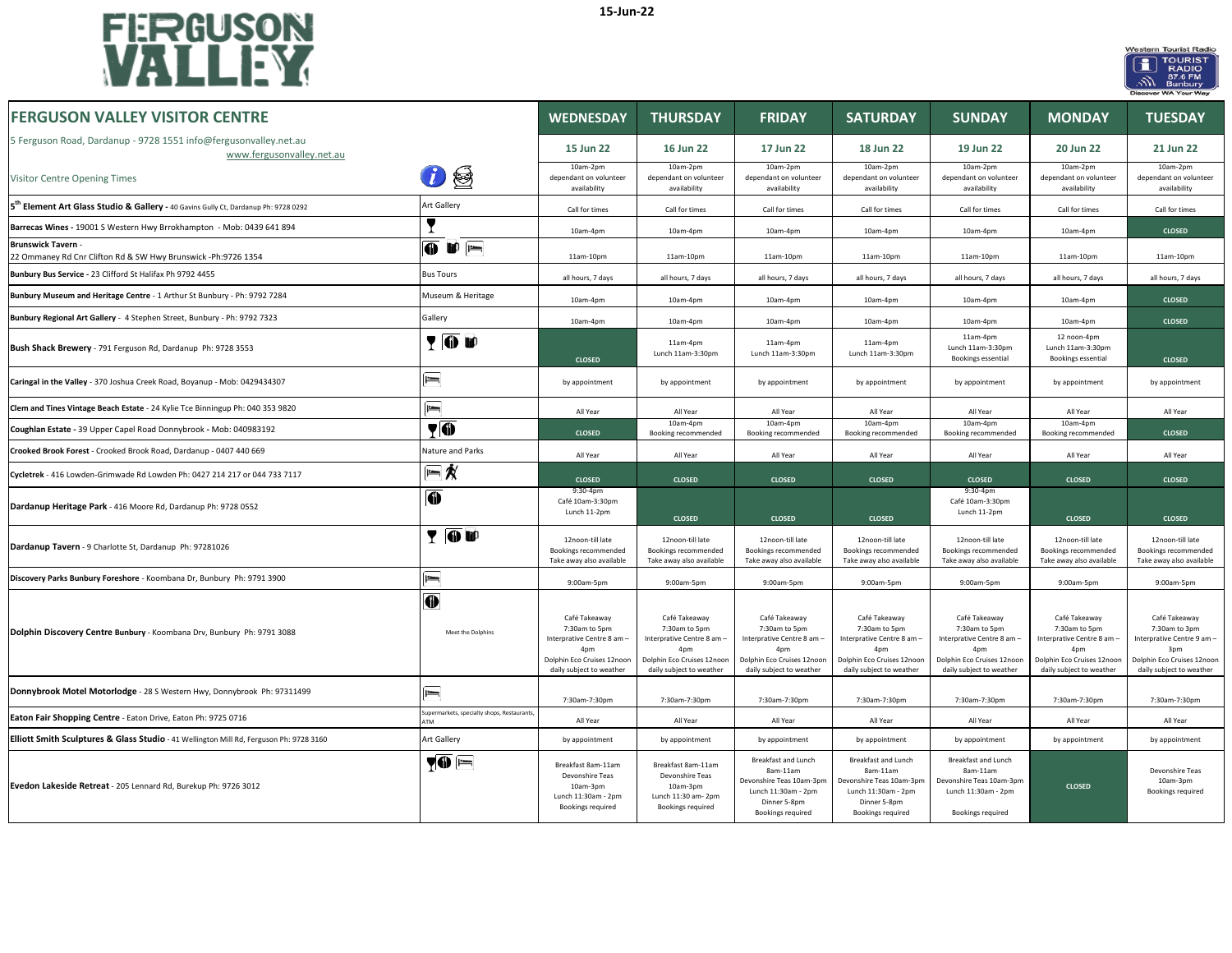15-Jun-22

# FERGUSON VALLEY

| FERGUSON VALLEY VISITOR CENTRE | | WEDNESDAY | THURSDAY | FRIDAY | SATURDAY | SUNDAY | MONDAY | TUESDAY |
|---|---|---|---|---|---|---|---|---|
| 5 Ferguson Road, Dardanup - 9728 1551 info@fergusonvalley.net.au www.fergusonvalley.net.au | | 15 Jun 22 | 16 Jun 22 | 17 Jun 22 | 18 Jun 22 | 19 Jun 22 | 20 Jun 22 | 21 Jun 22 |
| Visitor Centre Opening Times | | 10am-2pm dependant on volunteer availability | 10am-2pm dependant on volunteer availability | 10am-2pm dependant on volunteer availability | 10am-2pm dependant on volunteer availability | 10am-2pm dependant on volunteer availability | 10am-2pm dependant on volunteer availability | 10am-2pm dependant on volunteer availability |
| **5th Element Art Glass Studio & Gallery** - 40 Gavins Gully Ct, Dardanup Ph: 9728 0292 | Art Gallery | Call for times | Call for times | Call for times | Call for times | Call for times | Call for times | Call for times |
| **Barrecas Wines** - 19001 S Western Hwy Brrokhampton - Mob: 0439 641 894 | | 10am-4pm | 10am-4pm | 10am-4pm | 10am-4pm | 10am-4pm | 10am-4pm | CLOSED |
| **Brunswick Tavern** - 22 Ommaney Rd Cnr Clifton Rd & SW Hwy Brunswick -Ph:9726 1354 | | 11am-10pm | 11am-10pm | 11am-10pm | 11am-10pm | 11am-10pm | 11am-10pm | 11am-10pm |
| **Bunbury Bus Service** - 23 Clifford St Halifax Ph 9792 4455 | Bus Tours | all hours, 7 days | all hours, 7 days | all hours, 7 days | all hours, 7 days | all hours, 7 days | all hours, 7 days | all hours, 7 days |
| **Bunbury Museum and Heritage Centre** - 1 Arthur St Bunbury - Ph: 9792 7284 | Museum & Heritage | 10am-4pm | 10am-4pm | 10am-4pm | 10am-4pm | 10am-4pm | 10am-4pm | CLOSED |
| **Bunbury Regional Art Gallery** - 4 Stephen Street, Bunbury - Ph: 9792 7323 | Gallery | 10am-4pm | 10am-4pm | 10am-4pm | 10am-4pm | 10am-4pm | 10am-4pm | CLOSED |
| **Bush Shack Brewery** - 791 Ferguson Rd, Dardanup Ph: 9728 3553 | | CLOSED | 11am-4pm Lunch 11am-3:30pm | 11am-4pm Lunch 11am-3:30pm | 11am-4pm Lunch 11am-3:30pm | 11am-4pm Lunch 11am-3:30pm Bookings essential | 12 noon-4pm Lunch 11am-3:30pm Bookings essential | CLOSED |
| **Caringal in the Valley** - 370 Joshua Creek Road, Boyanup - Mob: 0429434307 | | by appointment | by appointment | by appointment | by appointment | by appointment | by appointment | by appointment |
| **Clem and Tines Vintage Beach Estate** - 24 Kylie Tce Binningup Ph: 040 353 9820 | | All Year | All Year | All Year | All Year | All Year | All Year | All Year |
| **Coughlan Estate** - 39 Upper Capel Road Donnybrook - Mob: 040983192 | | CLOSED | 10am-4pm Booking recommended | 10am-4pm Booking recommended | 10am-4pm Booking recommended | 10am-4pm Booking recommended | 10am-4pm Booking recommended | CLOSED |
| **Crooked Brook Forest** - Crooked Brook Road, Dardanup - 0407 440 669 | Nature and Parks | All Year | All Year | All Year | All Year | All Year | All Year | All Year |
| **Cycletrek** - 416 Lowden-Grimwade Rd Lowden Ph: 0427 214 217 or 044 733 7117 | | CLOSED | CLOSED | CLOSED | CLOSED | CLOSED | CLOSED | CLOSED |
| **Dardanup Heritage Park** - 416 Moore Rd, Dardanup Ph: 9728 0552 | | 9:30-4pm Café 10am-3:30pm Lunch 11-2pm | CLOSED | CLOSED | CLOSED | 9:30-4pm Café 10am-3:30pm Lunch 11-2pm | CLOSED | CLOSED |
| **Dardanup Tavern** - 9 Charlotte St, Dardanup Ph: 97281026 | | 12noon-till late Bookings recommended Take away also available | 12noon-till late Bookings recommended Take away also available | 12noon-till late Bookings recommended Take away also available | 12noon-till late Bookings recommended Take away also available | 12noon-till late Bookings recommended Take away also available | 12noon-till late Bookings recommended Take away also available | 12noon-till late Bookings recommended Take away also available |
| **Discovery Parks Bunbury Foreshore** - Koombana Dr, Bunbury Ph: 9791 3900 | | 9:00am-5pm | 9:00am-5pm | 9:00am-5pm | 9:00am-5pm | 9:00am-5pm | 9:00am-5pm | 9:00am-5pm |
| **Dolphin Discovery Centre Bunbury** - Koombana Drv, Bunbury Ph: 9791 3088 | Meet the Dolphins | Café Takeaway 7:30am to 5pm Interpretive Centre 8 am – 4pm Dolphin Eco Cruises 12noon daily subject to weather | Café Takeaway 7:30am to 5pm Interpretive Centre 8 am – 4pm Dolphin Eco Cruises 12noon daily subject to weather | Café Takeaway 7:30am to 5pm Interpretive Centre 8 am – 4pm Dolphin Eco Cruises 12noon daily subject to weather | Café Takeaway 7:30am to 5pm Interpretive Centre 8 am – 4pm Dolphin Eco Cruises 12noon daily subject to weather | Café Takeaway 7:30am to 5pm Interpretive Centre 8 am – 4pm Dolphin Eco Cruises 12noon daily subject to weather | Café Takeaway 7:30am to 5pm Interpretive Centre 8 am – 4pm Dolphin Eco Cruises 12noon daily subject to weather | Café Takeaway 7:30am to 3pm Interpretive Centre 9 am – 3pm Dolphin Eco Cruises 12noon daily subject to weather |
| **Donnybrook Motel Motorlodge** - 28 S Western Hwy, Donnybrook Ph: 97311499 | | 7:30am-7:30pm | 7:30am-7:30pm | 7:30am-7:30pm | 7:30am-7:30pm | 7:30am-7:30pm | 7:30am-7:30pm | 7:30am-7:30pm |
| **Eaton Fair Shopping Centre** - Eaton Drive, Eaton Ph: 9725 0716 | Supermarkets, specialty shops, Restaurants, ATM | All Year | All Year | All Year | All Year | All Year | All Year | All Year |
| **Elliott Smith Sculptures & Glass Studio** - 41 Wellington Mill Rd, Ferguson Ph: 9728 3160 | Art Gallery | by appointment | by appointment | by appointment | by appointment | by appointment | by appointment | by appointment |
| **Evedon Lakeside Retreat** - 205 Lennard Rd, Burekup Ph: 9726 3012 | | Breakfast 8am-11am Devonshire Teas 10am-3pm Lunch 11:30am - 2pm Bookings required | Breakfast 8am-11am Devonshire Teas 10am-3pm Lunch 11:30 am- 2pm Bookings required | Breakfast and Lunch 8am-11am Devonshire Teas 10am-3pm Lunch 11:30am - 2pm Dinner 5-8pm Bookings required | Breakfast and Lunch 8am-11am Devonshire Teas 10am-3pm Lunch 11:30am - 2pm Dinner 5-8pm Bookings required | Breakfast and Lunch 8am-11am Devonshire Teas 10am-3pm Lunch 11:30am - 2pm Bookings required | CLOSED | Devonshire Teas 10am-3pm Bookings required |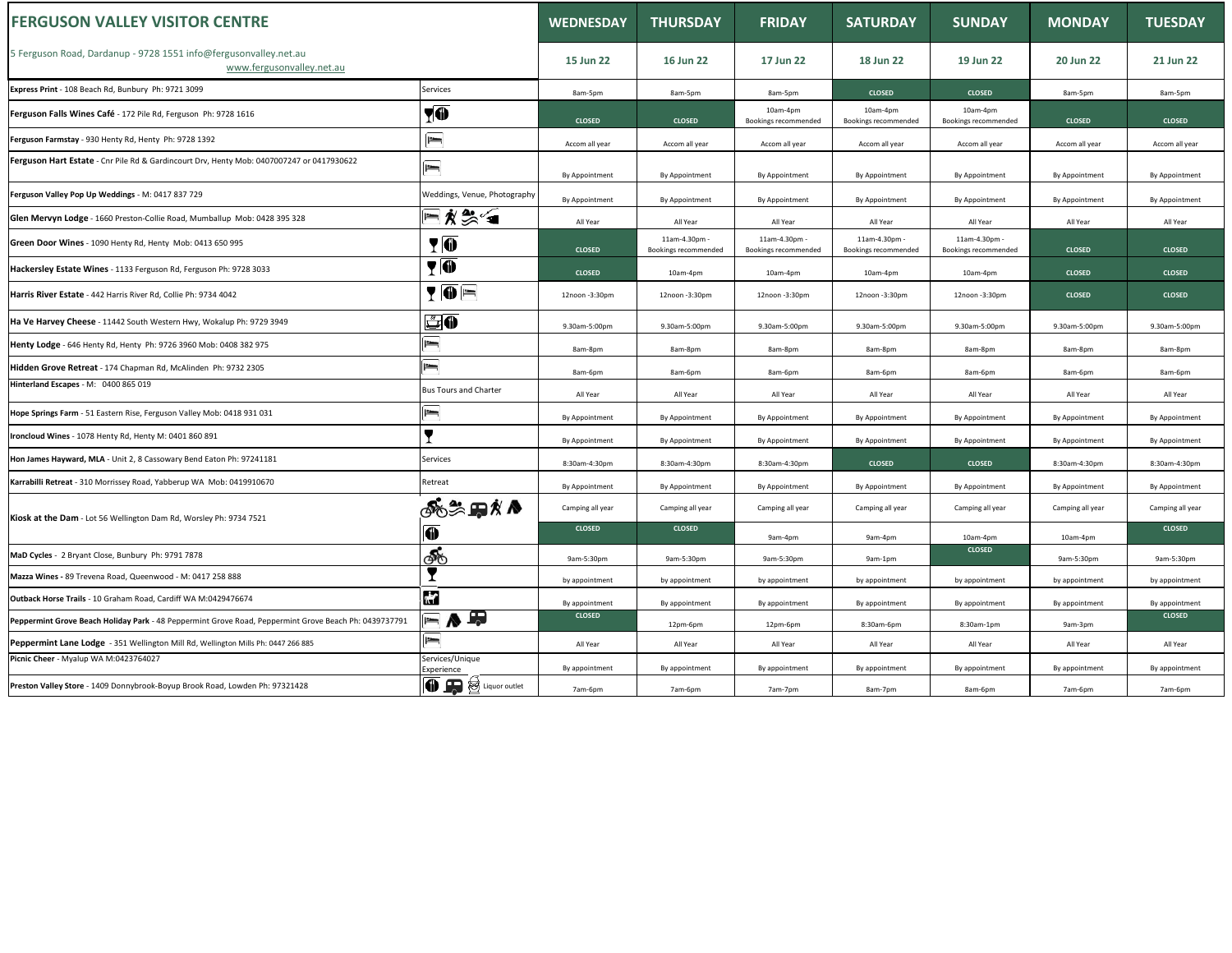| FERGUSON VALLEY VISITOR CENTRE | | WEDNESDAY | THURSDAY | FRIDAY | SATURDAY | SUNDAY | MONDAY | TUESDAY |
|---|---|---|---|---|---|---|---|---|
| 5 Ferguson Road, Dardanup - 9728 1551 info@fergusonvalley.net.au www.fergusonvalley.net.au | | 15 Jun 22 | 16 Jun 22 | 17 Jun 22 | 18 Jun 22 | 19 Jun 22 | 20 Jun 22 | 21 Jun 22 |
| **Express Print** - 108 Beach Rd, Bunbury Ph: 9721 3099 | Services | 8am-5pm | 8am-5pm | 8am-5pm | CLOSED | CLOSED | 8am-5pm | 8am-5pm |
| **Ferguson Falls Wines Café** - 172 Pile Rd, Ferguson Ph: 9728 1616 | | CLOSED | CLOSED | 10am-4pm Bookings recommended | 10am-4pm Bookings recommended | 10am-4pm Bookings recommended | CLOSED | CLOSED |
| **Ferguson Farmstay** - 930 Henty Rd, Henty Ph: 9728 1392 | | Accom all year | Accom all year | Accom all year | Accom all year | Accom all year | Accom all year | Accom all year |
| **Ferguson Hart Estate** - Cnr Pile Rd & Gardincourt Drv, Henty Mob: 0407007247 or 0417930622 | | By Appointment | By Appointment | By Appointment | By Appointment | By Appointment | By Appointment | By Appointment |
| **Ferguson Valley Pop Up Weddings** - M: 0417 837 729 | Weddings, Venue, Photography | By Appointment | By Appointment | By Appointment | By Appointment | By Appointment | By Appointment | By Appointment |
| **Glen Mervyn Lodge** - 1660 Preston-Collie Road, Mumballup Mob: 0428 395 328 | | All Year | All Year | All Year | All Year | All Year | All Year | All Year |
| **Green Door Wines** - 1090 Henty Rd, Henty Mob: 0413 650 995 | | CLOSED | 11am-4.30pm - Bookings recommended | 11am-4.30pm - Bookings recommended | 11am-4.30pm - Bookings recommended | 11am-4.30pm - Bookings recommended | CLOSED | CLOSED |
| **Hackersley Estate Wines** - 1133 Ferguson Rd, Ferguson Ph: 9728 3033 | | CLOSED | 10am-4pm | 10am-4pm | 10am-4pm | 10am-4pm | CLOSED | CLOSED |
| **Harris River Estate** - 442 Harris River Rd, Collie Ph: 9734 4042 | | 12noon -3:30pm | 12noon -3:30pm | 12noon -3:30pm | 12noon -3:30pm | 12noon -3:30pm | CLOSED | CLOSED |
| **Ha Ve Harvey Cheese** - 11442 South Western Hwy, Wokalup Ph: 9729 3949 | | 9.30am-5:00pm | 9.30am-5:00pm | 9.30am-5:00pm | 9.30am-5:00pm | 9.30am-5:00pm | 9.30am-5:00pm | 9.30am-5:00pm |
| **Henty Lodge** - 646 Henty Rd, Henty Ph: 9726 3960 Mob: 0408 382 975 | | 8am-8pm | 8am-8pm | 8am-8pm | 8am-8pm | 8am-8pm | 8am-8pm | 8am-8pm |
| **Hidden Grove Retreat** - 174 Chapman Rd, McAlinden Ph: 9732 2305 | | 8am-6pm | 8am-6pm | 8am-6pm | 8am-6pm | 8am-6pm | 8am-6pm | 8am-6pm |
| **Hinterland Escapes** - M: 0400 865 019 | Bus Tours and Charter | All Year | All Year | All Year | All Year | All Year | All Year | All Year |
| **Hope Springs Farm** - 51 Eastern Rise, Ferguson Valley Mob: 0418 931 031 | | By Appointment | By Appointment | By Appointment | By Appointment | By Appointment | By Appointment | By Appointment |
| **Ironcloud Wines** - 1078 Henty Rd, Henty M: 0401 860 891 | | By Appointment | By Appointment | By Appointment | By Appointment | By Appointment | By Appointment | By Appointment |
| **Hon James Hayward, MLA** - Unit 2, 8 Cassowary Bend Eaton Ph: 97241181 | Services | 8:30am-4:30pm | 8:30am-4:30pm | 8:30am-4:30pm | CLOSED | CLOSED | 8:30am-4:30pm | 8:30am-4:30pm |
| **Karrabilli Retreat** - 310 Morrissey Road, Yabberup WA Mob: 0419910670 | Retreat | By Appointment | By Appointment | By Appointment | By Appointment | By Appointment | By Appointment | By Appointment |
| **Kiosk at the Dam** - Lot 56 Wellington Dam Rd, Worsley Ph: 9734 7521 | | Camping all year | Camping all year | Camping all year | Camping all year | Camping all year | Camping all year | Camping all year |
| | | CLOSED | CLOSED | 9am-4pm | 9am-4pm | 10am-4pm | 10am-4pm | CLOSED |
| **MaD Cycles** - 2 Bryant Close, Bunbury Ph: 9791 7878 | | 9am-5:30pm | 9am-5:30pm | 9am-5:30pm | 9am-1pm | CLOSED | 9am-5:30pm | 9am-5:30pm |
| **Mazza Wines** - 89 Trevena Road, Queenwood - M: 0417 258 888 | | by appointment | by appointment | by appointment | by appointment | by appointment | by appointment | by appointment |
| **Outback Horse Trails** - 10 Graham Road, Cardiff WA M:0429476674 | | By appointment | By appointment | By appointment | By appointment | By appointment | By appointment | By appointment |
| **Peppermint Grove Beach Holiday Park** - 48 Peppermint Grove Road, Peppermint Grove Beach Ph: 0439737791 | | CLOSED | 12pm-6pm | 12pm-6pm | 8:30am-6pm | 8:30am-1pm | 9am-3pm | CLOSED |
| **Peppermint Lane Lodge** - 351 Wellington Mill Rd, Wellington Mills Ph: 0447 266 885 | | All Year | All Year | All Year | All Year | All Year | All Year | All Year |
| **Picnic Cheer** - Myalup WA M:0423764027 | Services/Unique Experience | By appointment | By appointment | By appointment | By appointment | By appointment | By appointment | By appointment |
| **Preston Valley Store** - 1409 Donnybrook-Boyup Brook Road, Lowden Ph: 97321428 | Liquor outlet | 7am-6pm | 7am-6pm | 7am-7pm | 8am-7pm | 8am-6pm | 7am-6pm | 7am-6pm |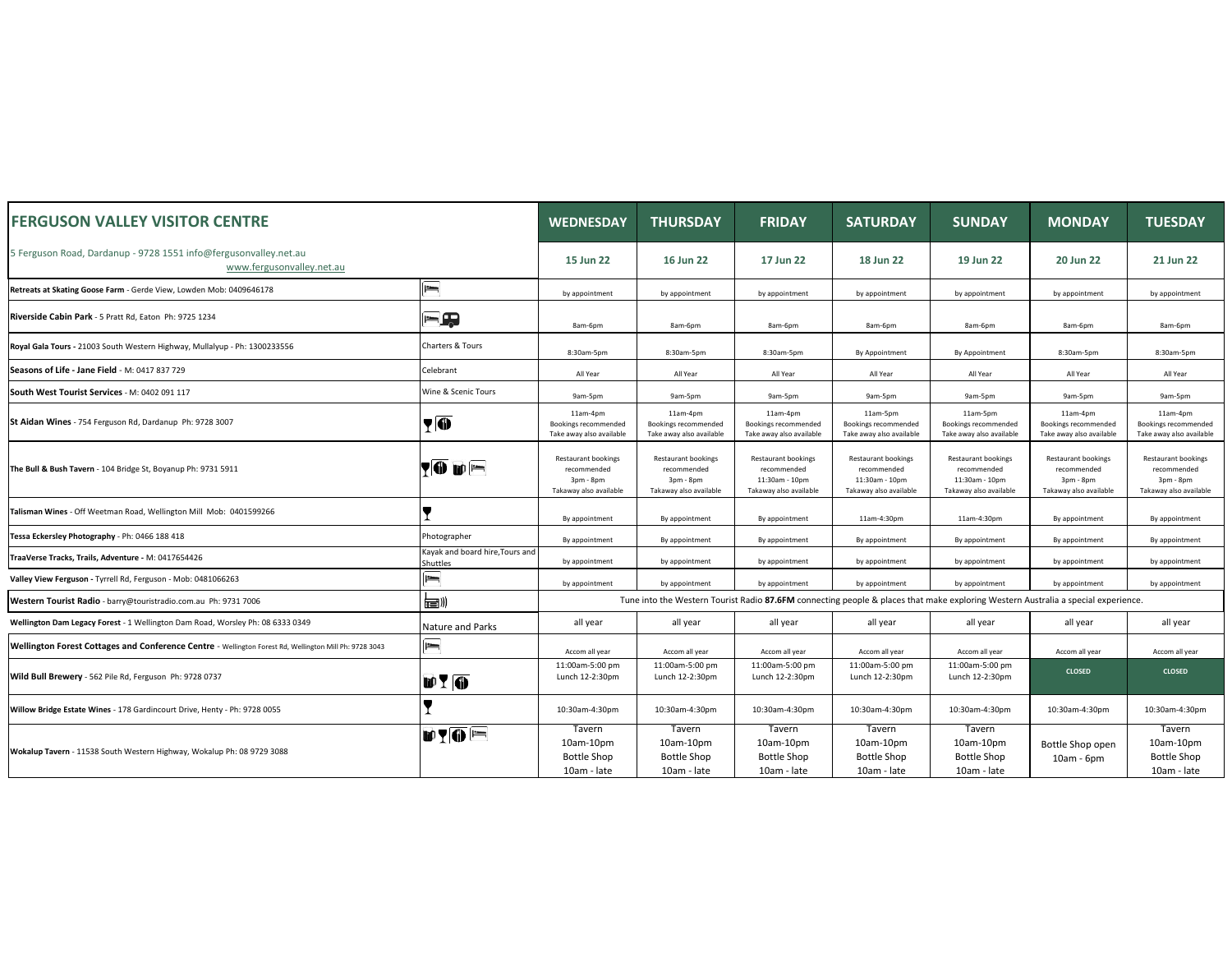| FERGUSON VALLEY VISITOR CENTRE | | WEDNESDAY | THURSDAY | FRIDAY | SATURDAY | SUNDAY | MONDAY | TUESDAY |
|---|---|---|---|---|---|---|---|---|
| 5 Ferguson Road, Dardanup - 9728 1551 info@fergusonvalley.net.au www.fergusonvalley.net.au | | 15 Jun 22 | 16 Jun 22 | 17 Jun 22 | 18 Jun 22 | 19 Jun 22 | 20 Jun 22 | 21 Jun 22 |
| **Retreats at Skating Goose Farm** - Gerde View, Lowden Mob: 0409646178 | | by appointment | by appointment | by appointment | by appointment | by appointment | by appointment | by appointment |
| **Riverside Cabin Park** - 5 Pratt Rd, Eaton Ph: 9725 1234 | | 8am-6pm | 8am-6pm | 8am-6pm | 8am-6pm | 8am-6pm | 8am-6pm | 8am-6pm |
| **Royal Gala Tours** - 21003 South Western Highway, Mullalyup - Ph: 1300233556 | Charters & Tours | 8:30am-5pm | 8:30am-5pm | 8:30am-5pm | By Appointment | By Appointment | 8:30am-5pm | 8:30am-5pm |
| **Seasons of Life - Jane Field** - M: 0417 837 729 | Celebrant | All Year | All Year | All Year | All Year | All Year | All Year | All Year |
| **South West Tourist Services** - M: 0402 091 117 | Wine & Scenic Tours | 9am-5pm | 9am-5pm | 9am-5pm | 9am-5pm | 9am-5pm | 9am-5pm | 9am-5pm |
| **St Aidan Wines** - 754 Ferguson Rd, Dardanup Ph: 9728 3007 | | 11am-4pm Bookings recommended Take away also available | 11am-4pm Bookings recommended Take away also available | 11am-4pm Bookings recommended Take away also available | 11am-5pm Bookings recommended Take away also available | 11am-5pm Bookings recommended Take away also available | 11am-4pm Bookings recommended Take away also available | 11am-4pm Bookings recommended Take away also available |
| **The Bull & Bush Tavern** - 104 Bridge St, Boyanup Ph: 9731 5911 | | Restaurant bookings recommended 3pm - 8pm Takaway also available | Restaurant bookings recommended 3pm - 8pm Takaway also available | Restaurant bookings recommended 11:30am - 10pm Takaway also available | Restaurant bookings recommended 11:30am - 10pm Takaway also available | Restaurant bookings recommended 11:30am - 10pm Takaway also available | Restaurant bookings recommended 3pm - 8pm Takaway also available | Restaurant bookings recommended 3pm - 8pm Takaway also available |
| **Talisman Wines** - Off Weetman Road, Wellington Mill Mob: 0401599266 | | By appointment | By appointment | By appointment | 11am-4:30pm | 11am-4:30pm | By appointment | By appointment |
| **Tessa Eckersley Photography** - Ph: 0466 188 418 | Photographer | By appointment | By appointment | By appointment | By appointment | By appointment | By appointment | By appointment |
| **TraaVerse Tracks, Trails, Adventure** - M: 0417654426 | Kayak and board hire,Tours and Shuttles | by appointment | by appointment | by appointment | by appointment | by appointment | by appointment | by appointment |
| **Valley View Ferguson** - Tyrrell Rd, Ferguson - Mob: 0481066263 | | by appointment | by appointment | by appointment | by appointment | by appointment | by appointment | by appointment |
| **Western Tourist Radio** - barry@touristradio.com.au Ph: 9731 7006 | | Tune into the Western Tourist Radio **87.6FM** connecting people & places that make exploring Western Australia a special experience. | | | | | | |
| **Wellington Dam Legacy Forest** - 1 Wellington Dam Road, Worsley Ph: 08 6333 0349 | Nature and Parks | all year | all year | all year | all year | all year | all year | all year |
| **Wellington Forest Cottages and Conference Centre** - Wellington Forest Rd, Wellington Mill Ph: 9728 3043 | | Accom all year | Accom all year | Accom all year | Accom all year | Accom all year | Accom all year | Accom all year |
| **Wild Bull Brewery** - 562 Pile Rd, Ferguson Ph: 9728 0737 | | 11:00am-5:00 pm Lunch 12-2:30pm | 11:00am-5:00 pm Lunch 12-2:30pm | 11:00am-5:00 pm Lunch 12-2:30pm | 11:00am-5:00 pm Lunch 12-2:30pm | 11:00am-5:00 pm Lunch 12-2:30pm | CLOSED | CLOSED |
| **Willow Bridge Estate Wines** - 178 Gardincourt Drive, Henty - Ph: 9728 0055 | | 10:30am-4:30pm | 10:30am-4:30pm | 10:30am-4:30pm | 10:30am-4:30pm | 10:30am-4:30pm | 10:30am-4:30pm | 10:30am-4:30pm |
| **Wokalup Tavern** - 11538 South Western Highway, Wokalup Ph: 08 9729 3088 | | Tavern 10am-10pm Bottle Shop 10am - late | Tavern 10am-10pm Bottle Shop 10am - late | Tavern 10am-10pm Bottle Shop 10am - late | Tavern 10am-10pm Bottle Shop 10am - late | Tavern 10am-10pm Bottle Shop 10am - late | Bottle Shop open 10am - 6pm | Tavern 10am-10pm Bottle Shop 10am - late |